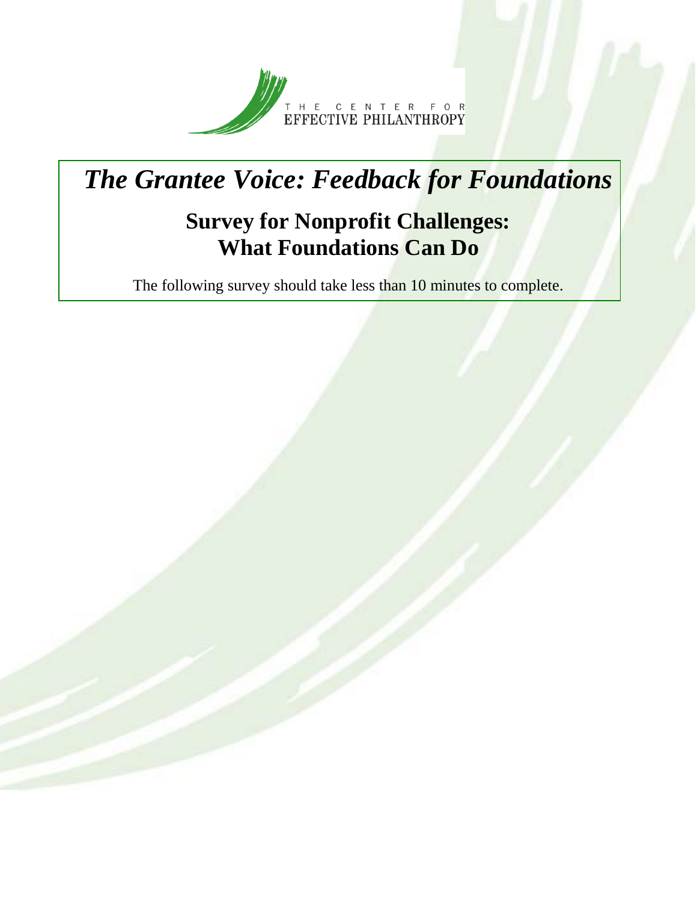THE CENTER FOR EFFECTIVE PHILANTHROPY

# *The Grantee Voice: Feedback for Foundations*

## Survey for Nonprofit Challenges: What Foundations Can Do

The following survey should take less than 10 minutes to complete.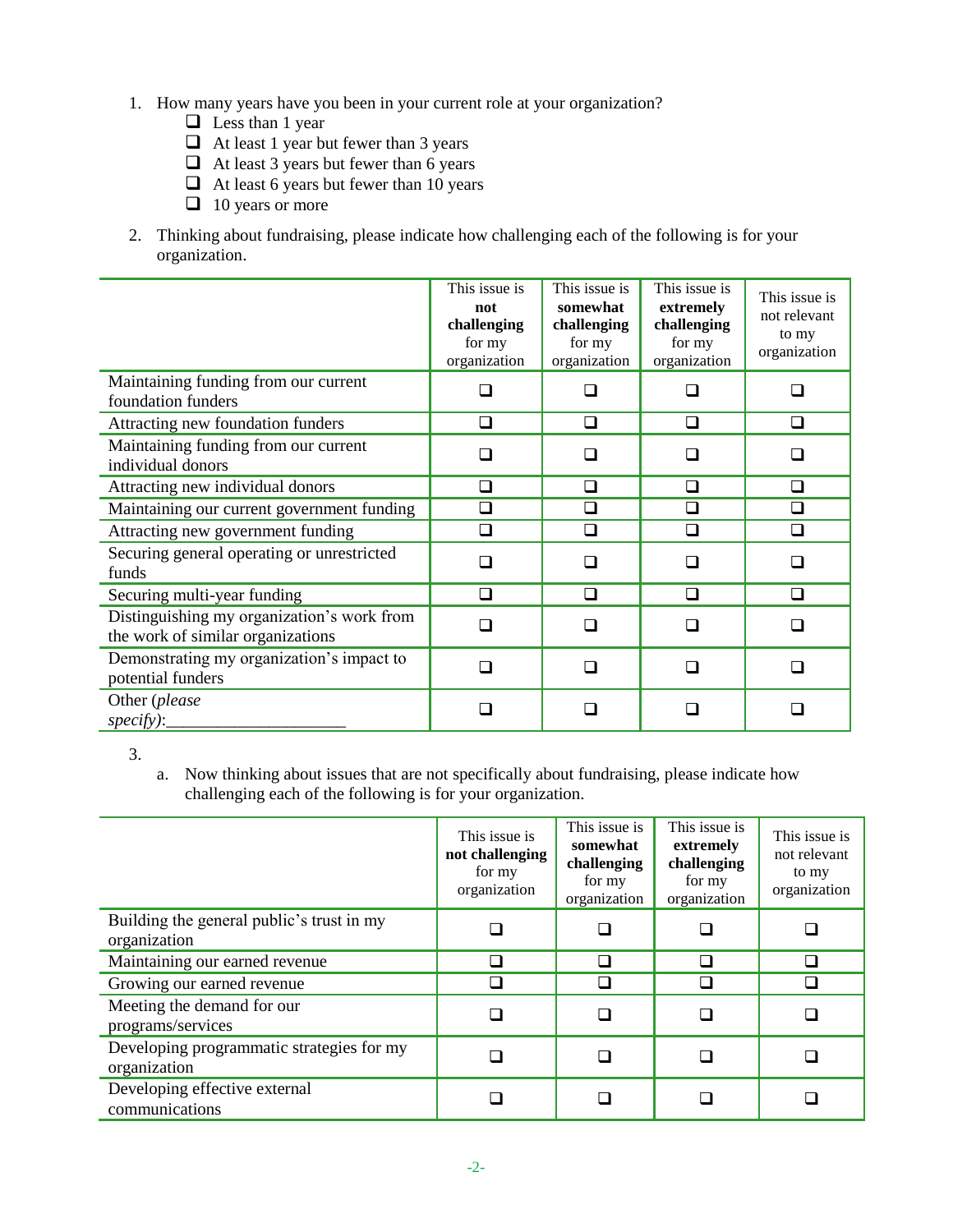1. How many years have you been in your current role at your organization?
   - ❑ Less than 1 year
   - ❑ At least 1 year but fewer than 3 years
   - ❑ At least 3 years but fewer than 6 years
   - ❑ At least 6 years but fewer than 10 years
   - ❑ 10 years or more

2. Thinking about fundraising, please indicate how challenging each of the following is for your organization.

| | This issue is **not challenging** for my organization | This issue is **somewhat challenging** for my organization | This issue is **extremely challenging** for my organization | This issue is not relevant to my organization |
|---|---|---|---|---|
| Maintaining funding from our current foundation funders | ❑ | ❑ | ❑ | ❑ |
| Attracting new foundation funders | ❑ | ❑ | ❑ | ❑ |
| Maintaining funding from our current individual donors | ❑ | ❑ | ❑ | ❑ |
| Attracting new individual donors | ❑ | ❑ | ❑ | ❑ |
| Maintaining our current government funding | ❑ | ❑ | ❑ | ❑ |
| Attracting new government funding | ❑ | ❑ | ❑ | ❑ |
| Securing general operating or unrestricted funds | ❑ | ❑ | ❑ | ❑ |
| Securing multi-year funding | ❑ | ❑ | ❑ | ❑ |
| Distinguishing my organization's work from the work of similar organizations | ❑ | ❑ | ❑ | ❑ |
| Demonstrating my organization's impact to potential funders | ❑ | ❑ | ❑ | ❑ |
| Other (*please specify*):____________________ | ❑ | ❑ | ❑ | ❑ |

3. 
   a. Now thinking about issues that are not specifically about fundraising, please indicate how challenging each of the following is for your organization.

| | This issue is **not challenging** for my organization | This issue is **somewhat challenging** for my organization | This issue is **extremely challenging** for my organization | This issue is not relevant to my organization |
|---|---|---|---|---|
| Building the general public's trust in my organization | ❑ | ❑ | ❑ | ❑ |
| Maintaining our earned revenue | ❑ | ❑ | ❑ | ❑ |
| Growing our earned revenue | ❑ | ❑ | ❑ | ❑ |
| Meeting the demand for our programs/services | ❑ | ❑ | ❑ | ❑ |
| Developing programmatic strategies for my organization | ❑ | ❑ | ❑ | ❑ |
| Developing effective external communications | ❑ | ❑ | ❑ | ❑ |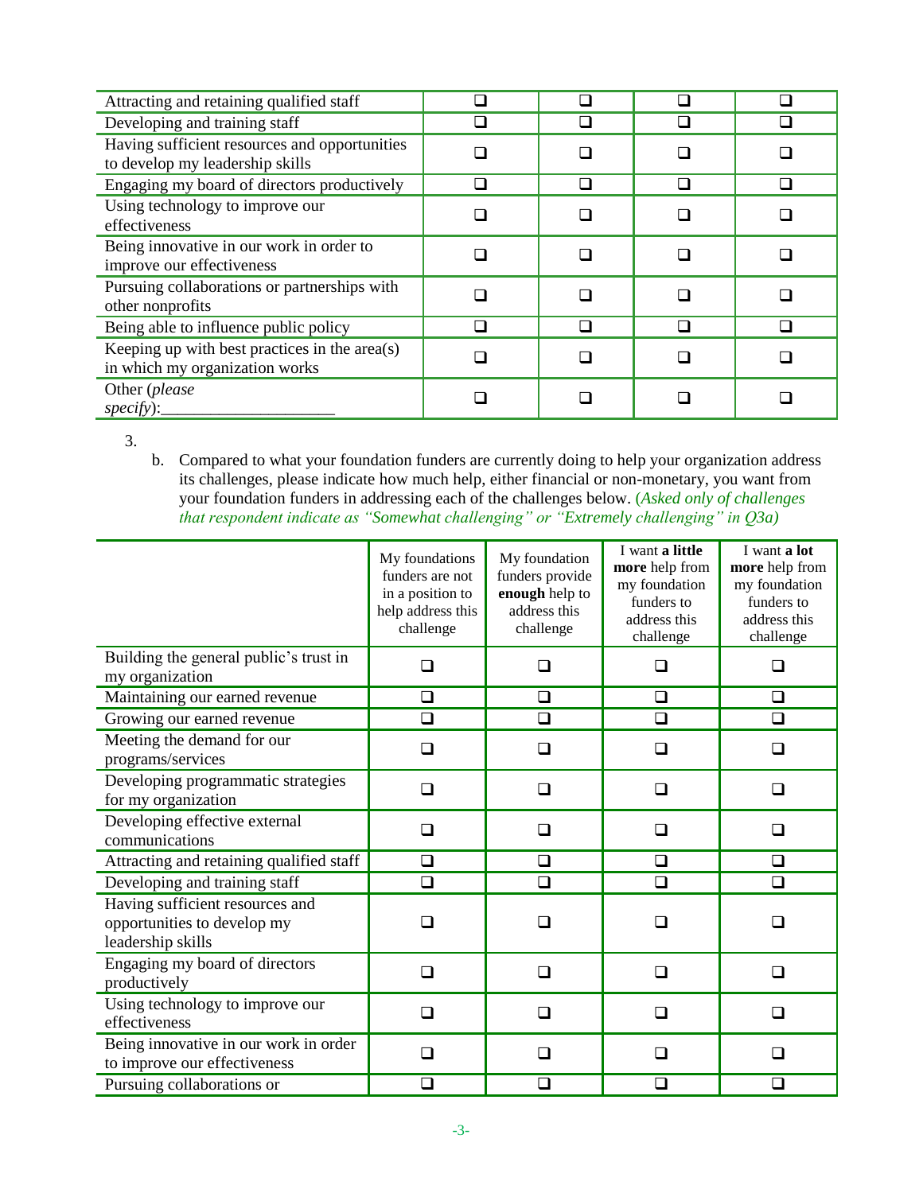| | | | | |
|---|---|---|---|---|
| Attracting and retaining qualified staff | ❑ | ❑ | ❑ | ❑ |
| Developing and training staff | ❑ | ❑ | ❑ | ❑ |
| Having sufficient resources and opportunities to develop my leadership skills | ❑ | ❑ | ❑ | ❑ |
| Engaging my board of directors productively | ❑ | ❑ | ❑ | ❑ |
| Using technology to improve our effectiveness | ❑ | ❑ | ❑ | ❑ |
| Being innovative in our work in order to improve our effectiveness | ❑ | ❑ | ❑ | ❑ |
| Pursuing collaborations or partnerships with other nonprofits | ❑ | ❑ | ❑ | ❑ |
| Being able to influence public policy | ❑ | ❑ | ❑ | ❑ |
| Keeping up with best practices in the area(s) in which my organization works | ❑ | ❑ | ❑ | ❑ |
| Other (*please specify*):____________________ | ❑ | ❑ | ❑ | ❑ |

3.

b. Compared to what your foundation funders are currently doing to help your organization address its challenges, please indicate how much help, either financial or non-monetary, you want from your foundation funders in addressing each of the challenges below. (*Asked only of challenges that respondent indicate as "Somewhat challenging" or "Extremely challenging" in Q3a)*

| | My foundations funders are not in a position to help address this challenge | My foundation funders provide **enough** help to address this challenge | I want **a little more** help from my foundation funders to address this challenge | I want **a lot more** help from my foundation funders to address this challenge |
|---|---|---|---|---|
| Building the general public's trust in my organization | ❑ | ❑ | ❑ | ❑ |
| Maintaining our earned revenue | ❑ | ❑ | ❑ | ❑ |
| Growing our earned revenue | ❑ | ❑ | ❑ | ❑ |
| Meeting the demand for our programs/services | ❑ | ❑ | ❑ | ❑ |
| Developing programmatic strategies for my organization | ❑ | ❑ | ❑ | ❑ |
| Developing effective external communications | ❑ | ❑ | ❑ | ❑ |
| Attracting and retaining qualified staff | ❑ | ❑ | ❑ | ❑ |
| Developing and training staff | ❑ | ❑ | ❑ | ❑ |
| Having sufficient resources and opportunities to develop my leadership skills | ❑ | ❑ | ❑ | ❑ |
| Engaging my board of directors productively | ❑ | ❑ | ❑ | ❑ |
| Using technology to improve our effectiveness | ❑ | ❑ | ❑ | ❑ |
| Being innovative in our work in order to improve our effectiveness | ❑ | ❑ | ❑ | ❑ |
| Pursuing collaborations or | ❑ | ❑ | ❑ | ❑ |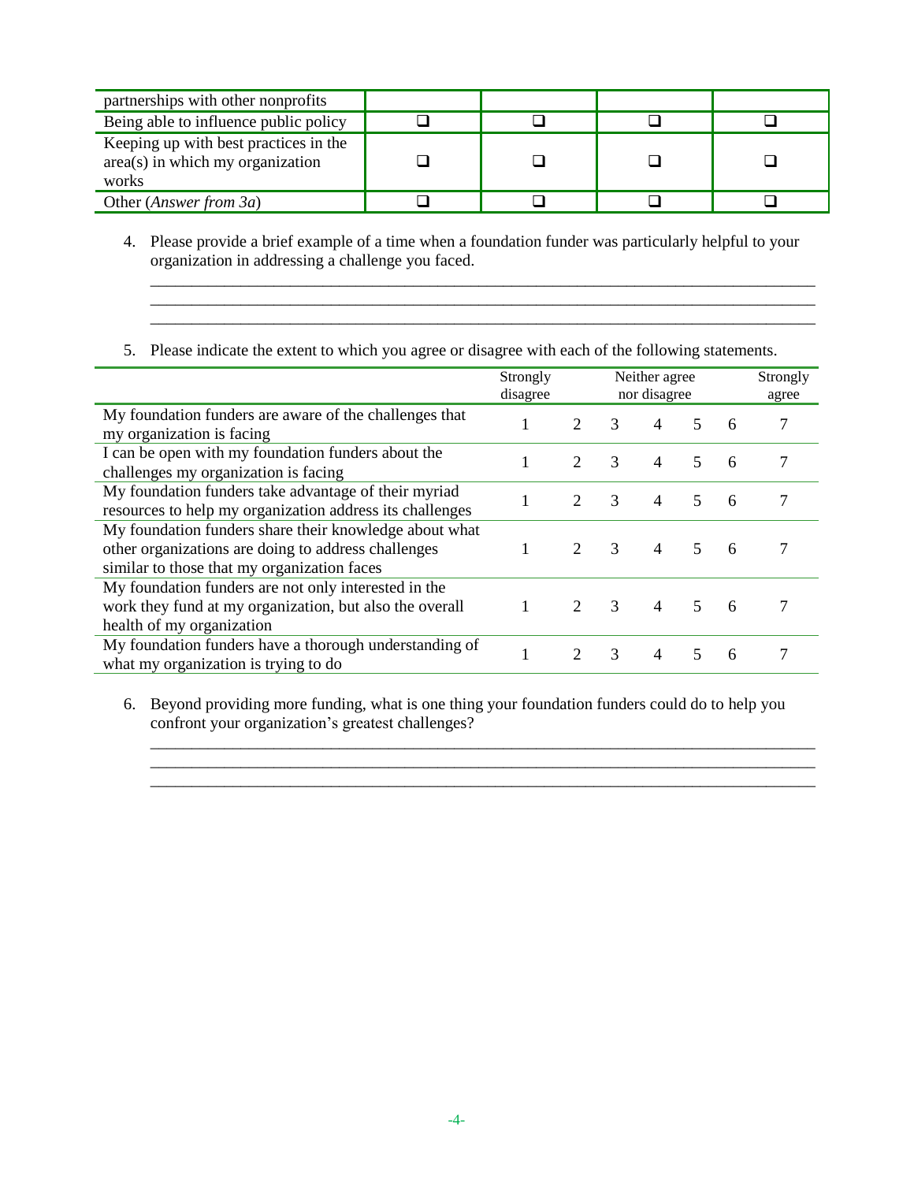| | | | | |
|---|---|---|---|---|
| partnerships with other nonprofits | | | | |
| Being able to influence public policy | ❑ | ❑ | ❑ | ❑ |
| Keeping up with best practices in the area(s) in which my organization works | ❑ | ❑ | ❑ | ❑ |
| Other (*Answer from 3a*) | ❑ | ❑ | ❑ | ❑ |

4. Please provide a brief example of a time when a foundation funder was particularly helpful to your organization in addressing a challenge you faced.

______________________________________________________________________________
______________________________________________________________________________
______________________________________________________________________________

5. Please indicate the extent to which you agree or disagree with each of the following statements.

| | Strongly disagree | | | Neither agree nor disagree | | | Strongly agree |
|---|---|---|---|---|---|---|---|
| My foundation funders are aware of the challenges that my organization is facing | 1 | 2 | 3 | 4 | 5 | 6 | 7 |
| I can be open with my foundation funders about the challenges my organization is facing | 1 | 2 | 3 | 4 | 5 | 6 | 7 |
| My foundation funders take advantage of their myriad resources to help my organization address its challenges | 1 | 2 | 3 | 4 | 5 | 6 | 7 |
| My foundation funders share their knowledge about what other organizations are doing to address challenges similar to those that my organization faces | 1 | 2 | 3 | 4 | 5 | 6 | 7 |
| My foundation funders are not only interested in the work they fund at my organization, but also the overall health of my organization | 1 | 2 | 3 | 4 | 5 | 6 | 7 |
| My foundation funders have a thorough understanding of what my organization is trying to do | 1 | 2 | 3 | 4 | 5 | 6 | 7 |

6. Beyond providing more funding, what is one thing your foundation funders could do to help you confront your organization's greatest challenges?

______________________________________________________________________________
______________________________________________________________________________
______________________________________________________________________________